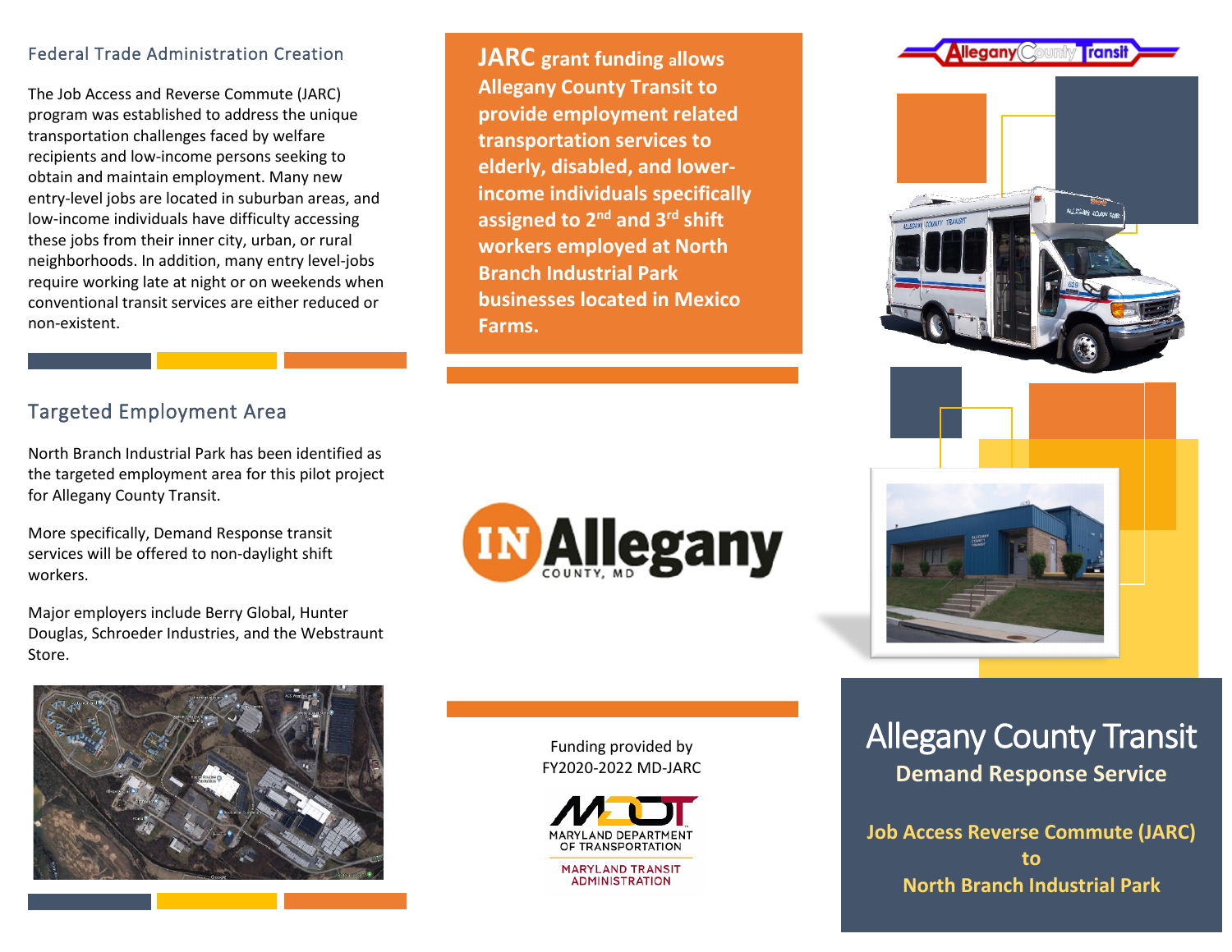## Federal Trade Administration Creation

The Job Access and Reverse Commute (JARC) program was established to address the unique transportation challenges faced by welfare recipients and low-income persons seeking to obtain and maintain employment. Many new entry-level jobs are located in suburban areas, and low-income individuals have difficulty accessing these jobs from their inner city, urban, or rural neighborhoods. In addition, many entry level-jobs require working late at night or on weekends when conventional transit services are either reduced or non-existent.

## Targeted Employment Area

North Branch Industrial Park has been identified as the targeted employment area for this pilot project for Allegany County Transit.

More specifically, Demand Response transit services will be offered to non-daylight shift workers.

Major employers include Berry Global, Hunter Douglas, Schroeder Industries, and the Webstraunt Store.

**JARC grant funding allows Allegany County Transit to provide employment related transportation services to elderly, disabled, and lower-income individuals specifically assigned to 2nd and 3rd shift workers employed at North Branch Industrial Park businesses located in Mexico Farms.**

IN Allegany COUNTY, MD

Funding provided by
FY2020-2022 MD-JARC

MDOT MARYLAND DEPARTMENT OF TRANSPORTATION
MARYLAND TRANSIT ADMINISTRATION

Allegany County Transit

# Allegany County Transit

## Demand Response Service

### Job Access Reverse Commute (JARC) to North Branch Industrial Park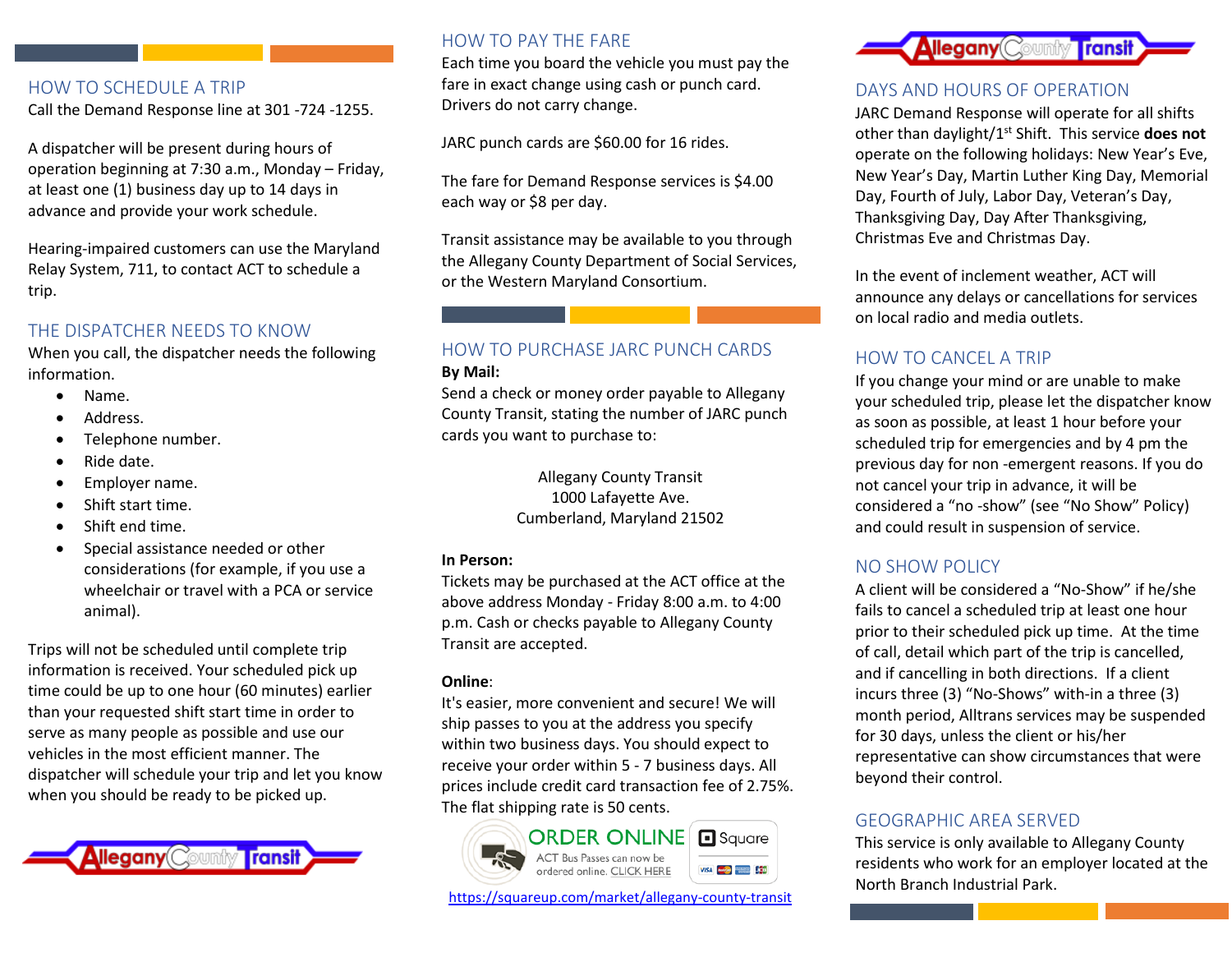## HOW TO SCHEDULE A TRIP

Call the Demand Response line at 301 -724 -1255.

A dispatcher will be present during hours of operation beginning at 7:30 a.m., Monday – Friday, at least one (1) business day up to 14 days in advance and provide your work schedule.

Hearing-impaired customers can use the Maryland Relay System, 711, to contact ACT to schedule a trip.

## THE DISPATCHER NEEDS TO KNOW

When you call, the dispatcher needs the following information.

- Name.
- Address.
- Telephone number.
- Ride date.
- Employer name.
- Shift start time.
- Shift end time.
- Special assistance needed or other considerations (for example, if you use a wheelchair or travel with a PCA or service animal).

Trips will not be scheduled until complete trip information is received. Your scheduled pick up time could be up to one hour (60 minutes) earlier than your requested shift start time in order to serve as many people as possible and use our vehicles in the most efficient manner. The dispatcher will schedule your trip and let you know when you should be ready to be picked up.

Allegany County Transit

## HOW TO PAY THE FARE

Each time you board the vehicle you must pay the fare in exact change using cash or punch card. Drivers do not carry change.

JARC punch cards are $60.00 for 16 rides.

The fare for Demand Response services is $4.00 each way or $8 per day.

Transit assistance may be available to you through the Allegany County Department of Social Services, or the Western Maryland Consortium.

## HOW TO PURCHASE JARC PUNCH CARDS

**By Mail:**

Send a check or money order payable to Allegany County Transit, stating the number of JARC punch cards you want to purchase to:

Allegany County Transit
1000 Lafayette Ave.
Cumberland, Maryland 21502

**In Person:**

Tickets may be purchased at the ACT office at the above address Monday - Friday 8:00 a.m. to 4:00 p.m. Cash or checks payable to Allegany County Transit are accepted.

**Online:**

It's easier, more convenient and secure! We will ship passes to you at the address you specify within two business days. You should expect to receive your order within 5 - 7 business days. All prices include credit card transaction fee of 2.75%. The flat shipping rate is 50 cents.

ORDER ONLINE
ACT Bus Passes can now be ordered online. CLICK HERE
Square

https://squareup.com/market/allegany-county-transit

Allegany County Transit

## DAYS AND HOURS OF OPERATION

JARC Demand Response will operate for all shifts other than daylight/1st Shift. This service **does not** operate on the following holidays: New Year's Eve, New Year's Day, Martin Luther King Day, Memorial Day, Fourth of July, Labor Day, Veteran's Day, Thanksgiving Day, Day After Thanksgiving, Christmas Eve and Christmas Day.

In the event of inclement weather, ACT will announce any delays or cancellations for services on local radio and media outlets.

## HOW TO CANCEL A TRIP

If you change your mind or are unable to make your scheduled trip, please let the dispatcher know as soon as possible, at least 1 hour before your scheduled trip for emergencies and by 4 pm the previous day for non -emergent reasons. If you do not cancel your trip in advance, it will be considered a "no -show" (see "No Show" Policy) and could result in suspension of service.

## NO SHOW POLICY

A client will be considered a "No-Show" if he/she fails to cancel a scheduled trip at least one hour prior to their scheduled pick up time. At the time of call, detail which part of the trip is cancelled, and if cancelling in both directions. If a client incurs three (3) "No-Shows" with-in a three (3) month period, Alltrans services may be suspended for 30 days, unless the client or his/her representative can show circumstances that were beyond their control.

## GEOGRAPHIC AREA SERVED

This service is only available to Allegany County residents who work for an employer located at the North Branch Industrial Park.